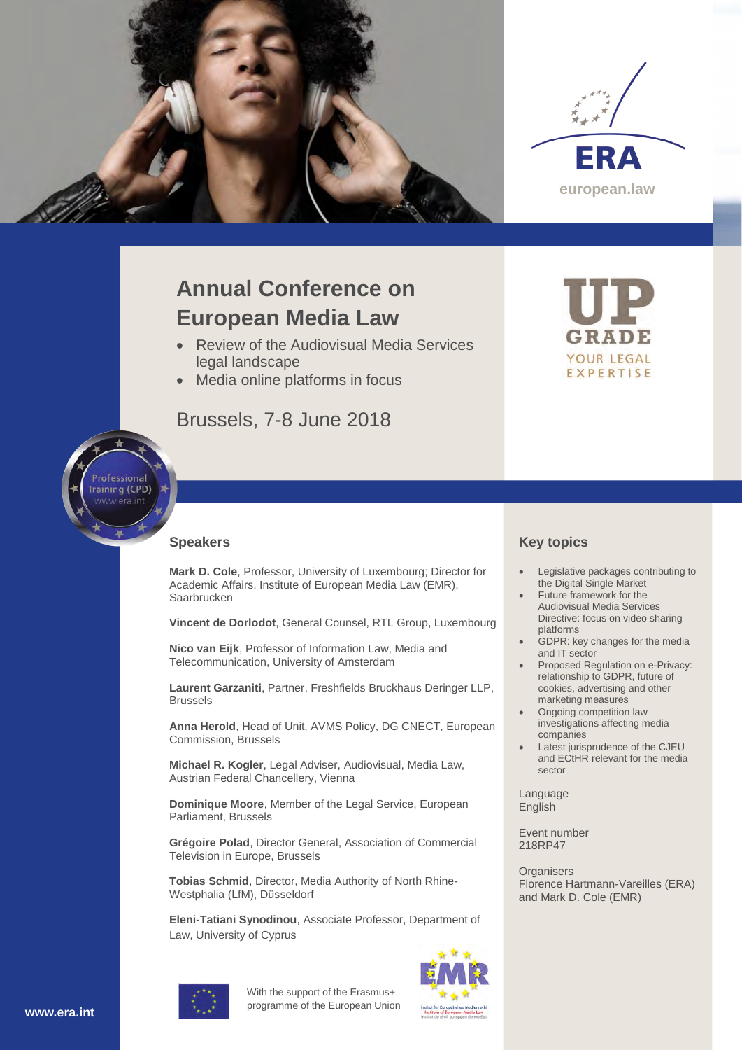ERA

european.law

# Annual Conference on European Media Law

- Review of the Audiovisual Media Services legal landscape
- Media online platforms in focus

Brussels, 7-8 June 2018

UP GRADE YOUR LEGAL EXPERTISE

Professional Training (CPD) www.era.int

## Speakers

**Mark D. Cole**, Professor, University of Luxembourg; Director for Academic Affairs, Institute of European Media Law (EMR), Saarbrucken

**Vincent de Dorlodot**, General Counsel, RTL Group, Luxembourg

**Nico van Eijk**, Professor of Information Law, Media and Telecommunication, University of Amsterdam

**Laurent Garzaniti**, Partner, Freshfields Bruckhaus Deringer LLP, Brussels

**Anna Herold**, Head of Unit, AVMS Policy, DG CNECT, European Commission, Brussels

**Michael R. Kogler**, Legal Adviser, Audiovisual, Media Law, Austrian Federal Chancellery, Vienna

**Dominique Moore**, Member of the Legal Service, European Parliament, Brussels

**Grégoire Polad**, Director General, Association of Commercial Television in Europe, Brussels

**Tobias Schmid**, Director, Media Authority of North Rhine-Westphalia (LfM), Düsseldorf

**Eleni-Tatiani Synodinou**, Associate Professor, Department of Law, University of Cyprus

## Key topics

- Legislative packages contributing to the Digital Single Market
- Future framework for the Audiovisual Media Services Directive: focus on video sharing platforms
- GDPR: key changes for the media and IT sector
- Proposed Regulation on e-Privacy: relationship to GDPR, future of cookies, advertising and other marketing measures
- Ongoing competition law investigations affecting media companies
- Latest jurisprudence of the CJEU and ECtHR relevant for the media sector

Language
English

Event number
218RP47

Organisers
Florence Hartmann-Vareilles (ERA) and Mark D. Cole (EMR)

With the support of the Erasmus+ programme of the European Union

EMR

www.era.int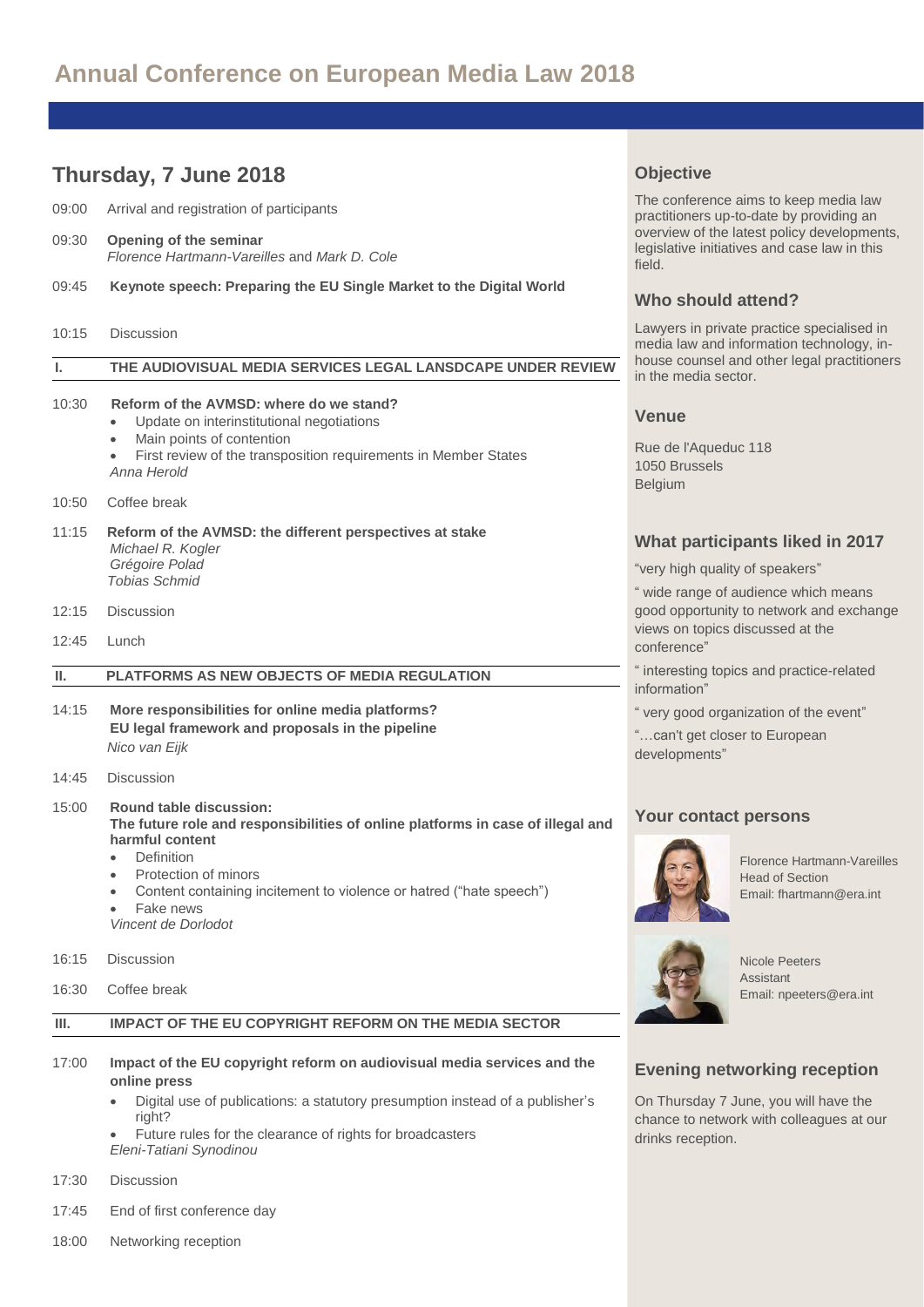# Annual Conference on European Media Law 2018

## Thursday, 7 June 2018

09:00 Arrival and registration of participants

09:30 **Opening of the seminar**
*Florence Hartmann-Vareilles* and *Mark D. Cole*

09:45 **Keynote speech: Preparing the EU Single Market to the Digital World**

10:15 Discussion

### I. THE AUDIOVISUAL MEDIA SERVICES LEGAL LANSDCAPE UNDER REVIEW

10:30 **Reform of the AVMSD: where do we stand?**

- Update on interinstitutional negotiations
- Main points of contention
- First review of the transposition requirements in Member States

*Anna Herold*

10:50 Coffee break

11:15 **Reform of the AVMSD: the different perspectives at stake**
*Michael R. Kogler*
*Grégoire Polad*
*Tobias Schmid*

12:15 Discussion

12:45 Lunch

### II. PLATFORMS AS NEW OBJECTS OF MEDIA REGULATION

14:15 **More responsibilities for online media platforms? EU legal framework and proposals in the pipeline**
*Nico van Eijk*

14:45 Discussion

15:00 **Round table discussion: The future role and responsibilities of online platforms in case of illegal and harmful content**

- Definition
- Protection of minors
- Content containing incitement to violence or hatred ("hate speech")
- Fake news

*Vincent de Dorlodot*

16:15 Discussion

16:30 Coffee break

### III. IMPACT OF THE EU COPYRIGHT REFORM ON THE MEDIA SECTOR

17:00 **Impact of the EU copyright reform on audiovisual media services and the online press**

- Digital use of publications: a statutory presumption instead of a publisher's right?
- Future rules for the clearance of rights for broadcasters

*Eleni-Tatiani Synodinou*

17:30 Discussion

17:45 End of first conference day

18:00 Networking reception

## Objective

The conference aims to keep media law practitioners up-to-date by providing an overview of the latest policy developments, legislative initiatives and case law in this field.

## Who should attend?

Lawyers in private practice specialised in media law and information technology, in-house counsel and other legal practitioners in the media sector.

## Venue

Rue de l'Aqueduc 118
1050 Brussels
Belgium

## What participants liked in 2017

"very high quality of speakers"

" wide range of audience which means good opportunity to network and exchange views on topics discussed at the conference"

" interesting topics and practice-related information"

" very good organization of the event"

"…can't get closer to European developments"

## Your contact persons

Florence Hartmann-Vareilles
Head of Section
Email: fhartmann@era.int

Nicole Peeters
Assistant
Email: npeeters@era.int

## Evening networking reception

On Thursday 7 June, you will have the chance to network with colleagues at our drinks reception.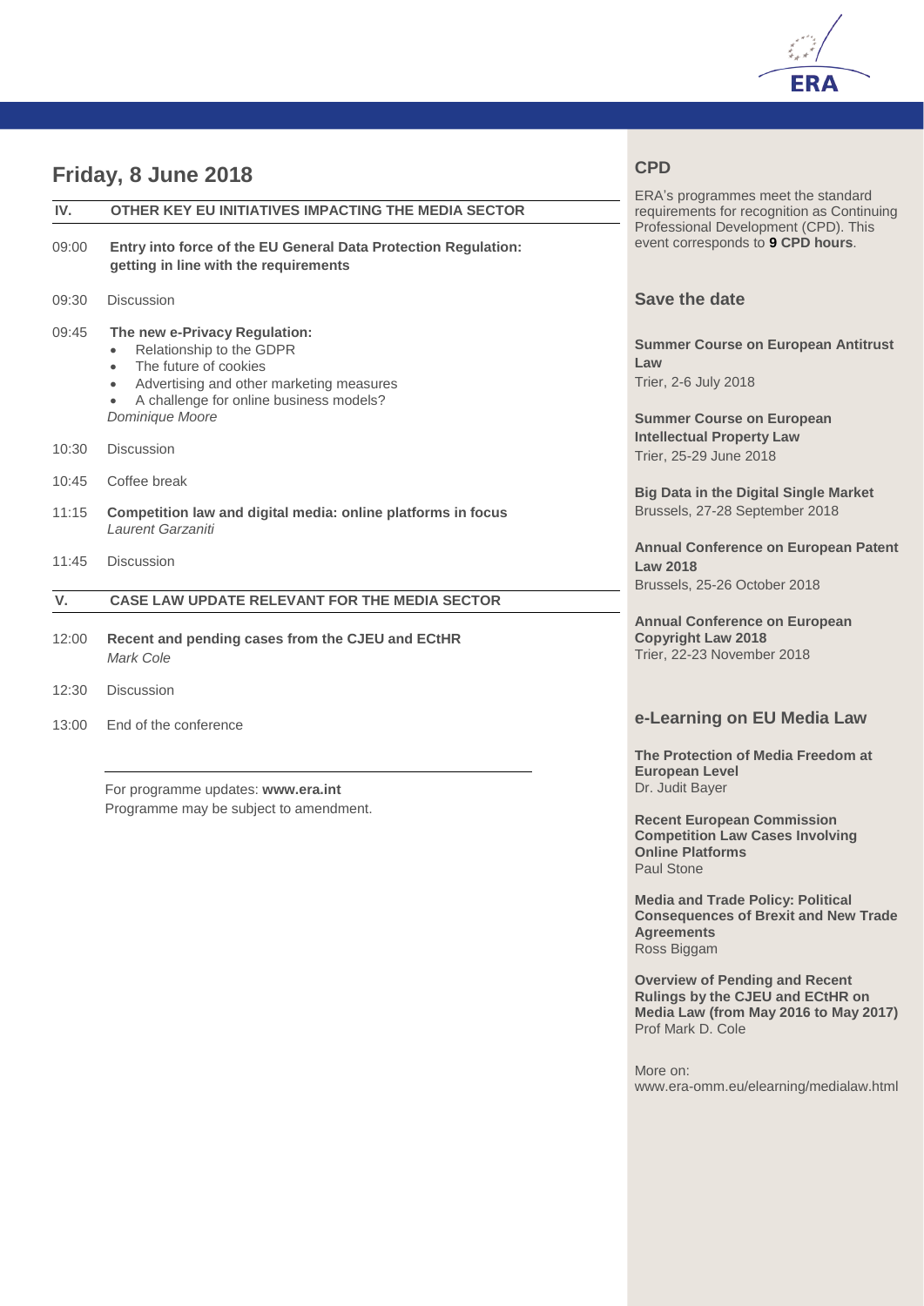## Friday, 8 June 2018

### IV. OTHER KEY EU INITIATIVES IMPACTING THE MEDIA SECTOR

09:00 **Entry into force of the EU General Data Protection Regulation: getting in line with the requirements**

09:30 Discussion

09:45 **The new e-Privacy Regulation:**

- Relationship to the GDPR
- The future of cookies
- Advertising and other marketing measures
- A challenge for online business models?

*Dominique Moore*

10:30 Discussion

10:45 Coffee break

11:15 **Competition law and digital media: online platforms in focus**
*Laurent Garzaniti*

11:45 Discussion

### V. CASE LAW UPDATE RELEVANT FOR THE MEDIA SECTOR

12:00 **Recent and pending cases from the CJEU and ECtHR**
*Mark Cole*

12:30 Discussion

13:00 End of the conference

For programme updates: **www.era.int**
Programme may be subject to amendment.

## CPD

ERA's programmes meet the standard requirements for recognition as Continuing Professional Development (CPD). This event corresponds to **9 CPD hours**.

## Save the date

**Summer Course on European Antitrust Law**
Trier, 2-6 July 2018

**Summer Course on European Intellectual Property Law**
Trier, 25-29 June 2018

**Big Data in the Digital Single Market**
Brussels, 27-28 September 2018

**Annual Conference on European Patent Law 2018**
Brussels, 25-26 October 2018

**Annual Conference on European Copyright Law 2018**
Trier, 22-23 November 2018

## e-Learning on EU Media Law

**The Protection of Media Freedom at European Level**
Dr. Judit Bayer

**Recent European Commission Competition Law Cases Involving Online Platforms**
Paul Stone

**Media and Trade Policy: Political Consequences of Brexit and New Trade Agreements**
Ross Biggam

**Overview of Pending and Recent Rulings by the CJEU and ECtHR on Media Law (from May 2016 to May 2017)**
Prof Mark D. Cole

More on:
www.era-omm.eu/elearning/medialaw.html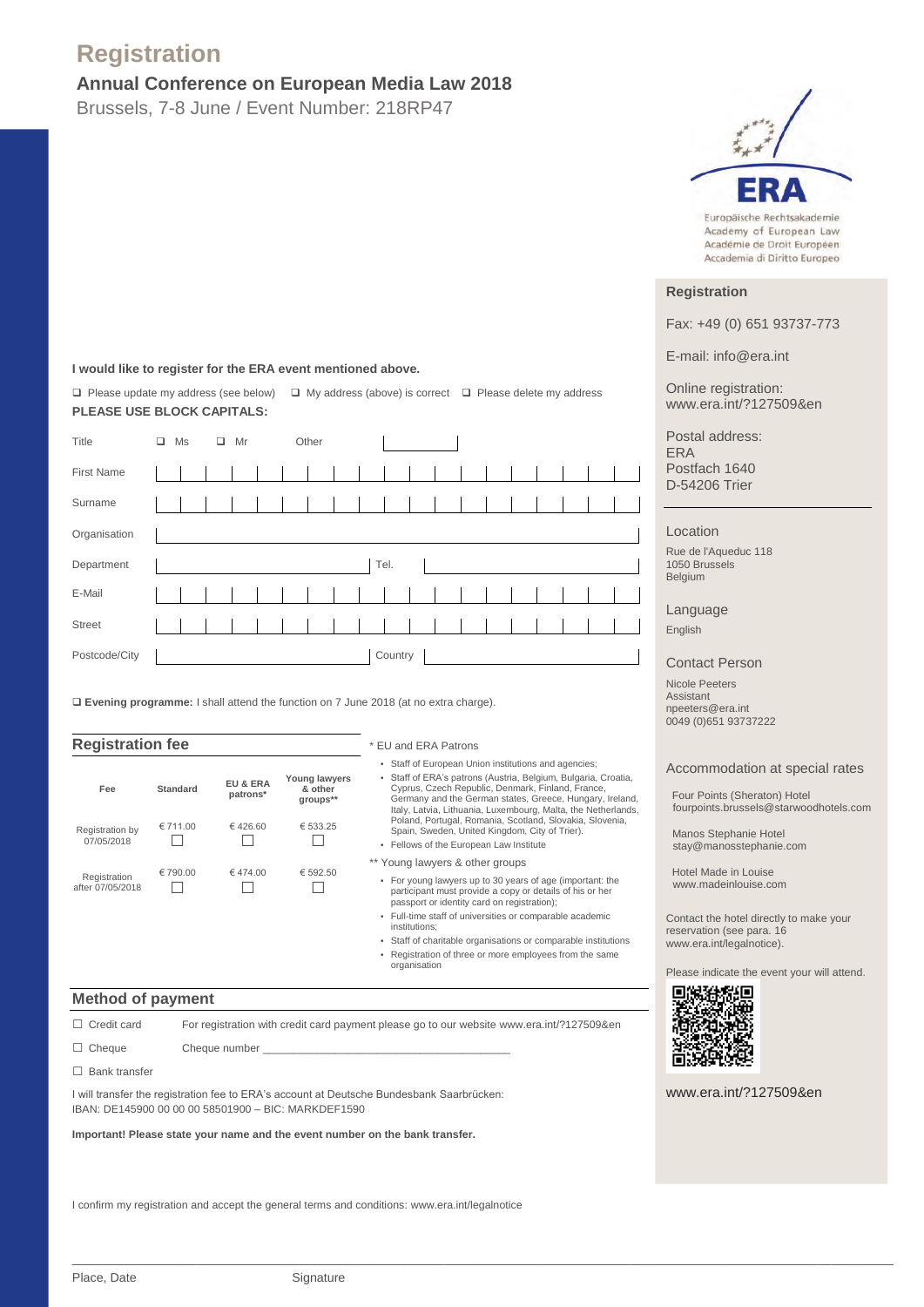# Registration

## Annual Conference on European Media Law 2018

Brussels, 7-8 June / Event Number: 218RP47

ERA
Europäische Rechtsakademie
Academy of European Law
Académie de Droit Européen
Accademia di Diritto Europeo

**I would like to register for the ERA event mentioned above.**

❑ Please update my address (see below) ❑ My address (above) is correct ❑ Please delete my address

**PLEASE USE BLOCK CAPITALS:**

Title ❑ Ms ❑ Mr Other

First Name

Surname

Organisation

Department Tel.

E-Mail

Street

Postcode/City Country

❑ **Evening programme:** I shall attend the function on 7 June 2018 (at no extra charge).

## Registration fee

| Fee | Standard | EU & ERA patrons* | Young lawyers & other groups** |
|---|---|---|---|
| Registration by 07/05/2018 | € 711.00 ☐ | € 426.60 ☐ | € 533.25 ☐ |
| Registration after 07/05/2018 | € 790.00 ☐ | € 474.00 ☐ | € 592.50 ☐ |

\* EU and ERA Patrons

- Staff of European Union institutions and agencies;
- Staff of ERA's patrons (Austria, Belgium, Bulgaria, Croatia, Cyprus, Czech Republic, Denmark, Finland, France, Germany and the German states, Greece, Hungary, Ireland, Italy, Latvia, Lithuania, Luxembourg, Malta, the Netherlands, Poland, Portugal, Romania, Scotland, Slovakia, Slovenia, Spain, Sweden, United Kingdom, City of Trier).
- Fellows of the European Law Institute

\** Young lawyers & other groups

- For young lawyers up to 30 years of age (important: the participant must provide a copy or details of his or her passport or identity card on registration);
- Full-time staff of universities or comparable academic institutions;
- Staff of charitable organisations or comparable institutions
- Registration of three or more employees from the same organisation

## Method of payment

☐ Credit card — For registration with credit card payment please go to our website www.era.int/?127509&en

☐ Cheque — Cheque number ________________________________________

☐ Bank transfer

I will transfer the registration fee to ERA's account at Deutsche Bundesbank Saarbrücken:
IBAN: DE145900 00 00 00 58501900 – BIC: MARKDEF1590

**Important! Please state your name and the event number on the bank transfer.**

I confirm my registration and accept the general terms and conditions: www.era.int/legalnotice

Place, Date Signature

### Registration

Fax: +49 (0) 651 93737-773

E-mail: info@era.int

Online registration:
www.era.int/?127509&en

Postal address:
ERA
Postfach 1640
D-54206 Trier

### Location

Rue de l'Aqueduc 118
1050 Brussels
Belgium

### Language

English

### Contact Person

Nicole Peeters
Assistant
npeeters@era.int
0049 (0)651 93737222

### Accommodation at special rates

Four Points (Sheraton) Hotel
fourpoints.brussels@starwoodhotels.com

Manos Stephanie Hotel
stay@manosstephanie.com

Hotel Made in Louise
www.madeinlouise.com

Contact the hotel directly to make your reservation (see para. 16 www.era.int/legalnotice).

Please indicate the event your will attend.

www.era.int/?127509&en